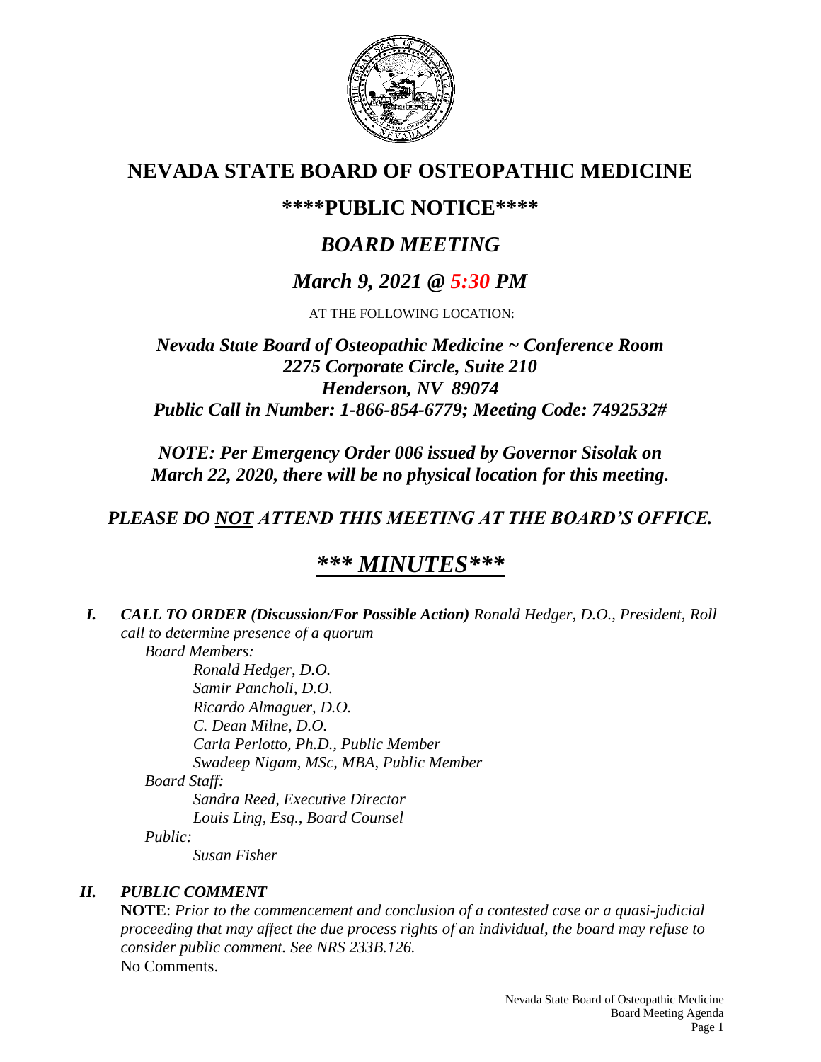# NEVADA STATE BOARD OF OSTEOPATHIC MEDICINE

## \*\*\*\*PUBLIC NOTICE\*\*\*\*

## *BOARD MEETING*

## *March 9, 2021 @ 5:30 PM*

AT THE FOLLOWING LOCATION:

***Nevada State Board of Osteopathic Medicine ~ Conference Room***
***2275 Corporate Circle, Suite 210***
***Henderson, NV 89074***
***Public Call in Number: 1-866-854-6779; Meeting Code: 7492532#***

***NOTE: Per Emergency Order 006 issued by Governor Sisolak on March 22, 2020, there will be no physical location for this meeting.***

***PLEASE DO NOT ATTEND THIS MEETING AT THE BOARD'S OFFICE.***

## ***\*\*\* MINUTES\*\*\****

***I. CALL TO ORDER (Discussion/For Possible Action)*** *Ronald Hedger, D.O., President, Roll call to determine presence of a quorum*

*Board Members:*

*Ronald Hedger, D.O.*
*Samir Pancholi, D.O.*
*Ricardo Almaguer, D.O.*
*C. Dean Milne, D.O.*
*Carla Perlotto, Ph.D., Public Member*
*Swadeep Nigam, MSc, MBA, Public Member*

*Board Staff:*

*Sandra Reed, Executive Director*
*Louis Ling, Esq., Board Counsel*

*Public:*

*Susan Fisher*

***II. PUBLIC COMMENT***

**NOTE**: *Prior to the commencement and conclusion of a contested case or a quasi-judicial proceeding that may affect the due process rights of an individual, the board may refuse to consider public comment. See NRS 233B.126.*

No Comments.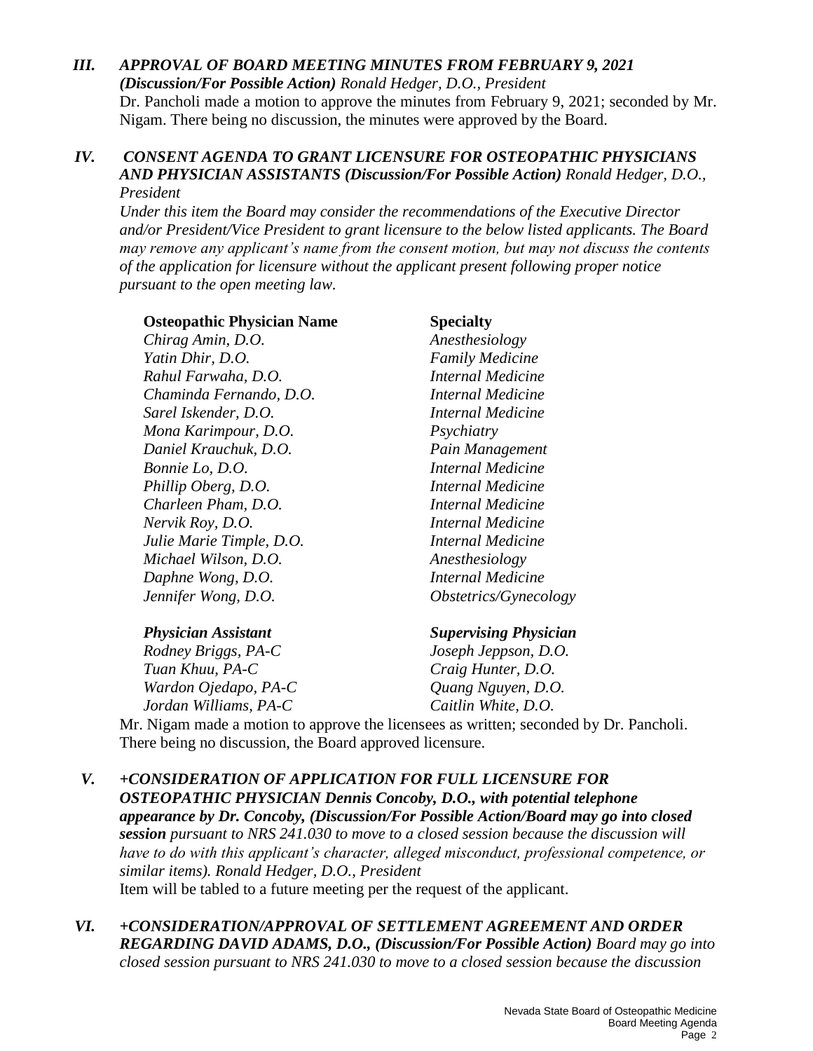***III. APPROVAL OF BOARD MEETING MINUTES FROM FEBRUARY 9, 2021 (Discussion/For Possible Action)*** *Ronald Hedger, D.O., President*

Dr. Pancholi made a motion to approve the minutes from February 9, 2021; seconded by Mr. Nigam. There being no discussion, the minutes were approved by the Board.

***IV. CONSENT AGENDA TO GRANT LICENSURE FOR OSTEOPATHIC PHYSICIANS AND PHYSICIAN ASSISTANTS (Discussion/For Possible Action)*** *Ronald Hedger, D.O., President*

*Under this item the Board may consider the recommendations of the Executive Director and/or President/Vice President to grant licensure to the below listed applicants. The Board may remove any applicant's name from the consent motion, but may not discuss the contents of the application for licensure without the applicant present following proper notice pursuant to the open meeting law.*

| **Osteopathic Physician Name** | **Specialty** |
|---|---|
| *Chirag Amin, D.O.* | *Anesthesiology* |
| *Yatin Dhir, D.O.* | *Family Medicine* |
| *Rahul Farwaha, D.O.* | *Internal Medicine* |
| *Chaminda Fernando, D.O.* | *Internal Medicine* |
| *Sarel Iskender, D.O.* | *Internal Medicine* |
| *Mona Karimpour, D.O.* | *Psychiatry* |
| *Daniel Krauchuk, D.O.* | *Pain Management* |
| *Bonnie Lo, D.O.* | *Internal Medicine* |
| *Phillip Oberg, D.O.* | *Internal Medicine* |
| *Charleen Pham, D.O.* | *Internal Medicine* |
| *Nervik Roy, D.O.* | *Internal Medicine* |
| *Julie Marie Timple, D.O.* | *Internal Medicine* |
| *Michael Wilson, D.O.* | *Anesthesiology* |
| *Daphne Wong, D.O.* | *Internal Medicine* |
| *Jennifer Wong, D.O.* | *Obstetrics/Gynecology* |

| ***Physician Assistant*** | ***Supervising Physician*** |
|---|---|
| *Rodney Briggs, PA-C* | *Joseph Jeppson, D.O.* |
| *Tuan Khuu, PA-C* | *Craig Hunter, D.O.* |
| *Wardon Ojedapo, PA-C* | *Quang Nguyen, D.O.* |
| *Jordan Williams, PA-C* | *Caitlin White, D.O.* |

Mr. Nigam made a motion to approve the licensees as written; seconded by Dr. Pancholi. There being no discussion, the Board approved licensure.

***V. +CONSIDERATION OF APPLICATION FOR FULL LICENSURE FOR OSTEOPATHIC PHYSICIAN Dennis Concoby, D.O., with potential telephone appearance by Dr. Concoby, (Discussion/For Possible Action/Board may go into closed session*** *pursuant to NRS 241.030 to move to a closed session because the discussion will have to do with this applicant's character, alleged misconduct, professional competence, or similar items). Ronald Hedger, D.O., President*

Item will be tabled to a future meeting per the request of the applicant.

***VI. +CONSIDERATION/APPROVAL OF SETTLEMENT AGREEMENT AND ORDER REGARDING DAVID ADAMS, D.O., (Discussion/For Possible Action)*** *Board may go into closed session pursuant to NRS 241.030 to move to a closed session because the discussion*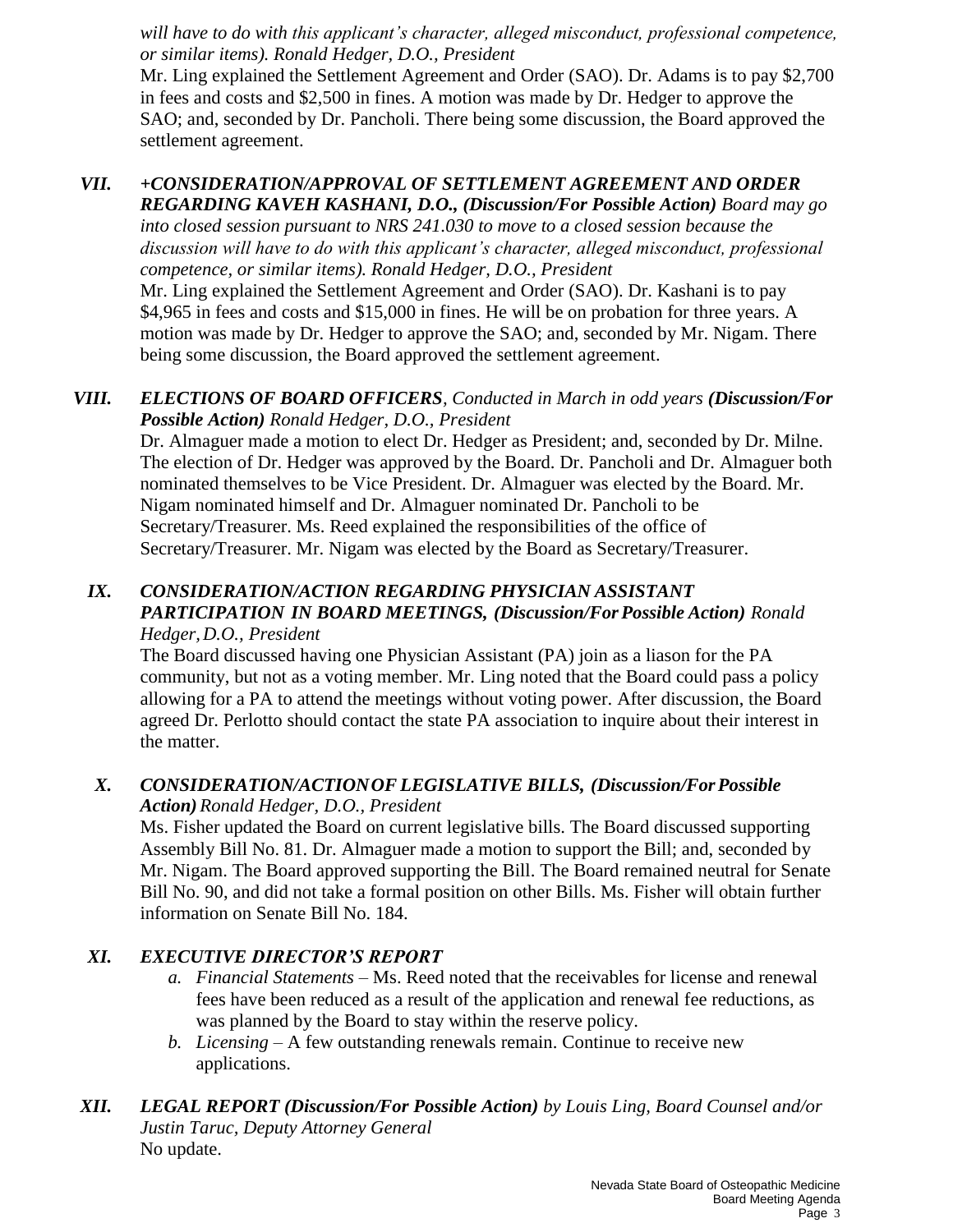*will have to do with this applicant's character, alleged misconduct, professional competence, or similar items). Ronald Hedger, D.O., President*

Mr. Ling explained the Settlement Agreement and Order (SAO). Dr. Adams is to pay $2,700 in fees and costs and $2,500 in fines. A motion was made by Dr. Hedger to approve the SAO; and, seconded by Dr. Pancholi. There being some discussion, the Board approved the settlement agreement.

VII. ***+CONSIDERATION/APPROVAL OF SETTLEMENT AGREEMENT AND ORDER REGARDING KAVEH KASHANI, D.O., (Discussion/For Possible Action)*** *Board may go into closed session pursuant to NRS 241.030 to move to a closed session because the discussion will have to do with this applicant's character, alleged misconduct, professional competence, or similar items). Ronald Hedger, D.O., President*

Mr. Ling explained the Settlement Agreement and Order (SAO). Dr. Kashani is to pay $4,965 in fees and costs and $15,000 in fines. He will be on probation for three years. A motion was made by Dr. Hedger to approve the SAO; and, seconded by Mr. Nigam. There being some discussion, the Board approved the settlement agreement.

VIII. ***ELECTIONS OF BOARD OFFICERS****, Conducted in March in odd years* ***(Discussion/For Possible Action)*** *Ronald Hedger, D.O., President*

Dr. Almaguer made a motion to elect Dr. Hedger as President; and, seconded by Dr. Milne. The election of Dr. Hedger was approved by the Board. Dr. Pancholi and Dr. Almaguer both nominated themselves to be Vice President. Dr. Almaguer was elected by the Board. Mr. Nigam nominated himself and Dr. Almaguer nominated Dr. Pancholi to be Secretary/Treasurer. Ms. Reed explained the responsibilities of the office of Secretary/Treasurer. Mr. Nigam was elected by the Board as Secretary/Treasurer.

IX. ***CONSIDERATION/ACTION REGARDING PHYSICIAN ASSISTANT PARTICIPATION IN BOARD MEETINGS, (Discussion/For Possible Action)*** *Ronald Hedger, D.O., President*

The Board discussed having one Physician Assistant (PA) join as a liason for the PA community, but not as a voting member. Mr. Ling noted that the Board could pass a policy allowing for a PA to attend the meetings without voting power. After discussion, the Board agreed Dr. Perlotto should contact the state PA association to inquire about their interest in the matter.

X. ***CONSIDERATION/ACTION OF LEGISLATIVE BILLS, (Discussion/For Possible Action)*** *Ronald Hedger, D.O., President*

Ms. Fisher updated the Board on current legislative bills. The Board discussed supporting Assembly Bill No. 81. Dr. Almaguer made a motion to support the Bill; and, seconded by Mr. Nigam. The Board approved supporting the Bill. The Board remained neutral for Senate Bill No. 90, and did not take a formal position on other Bills. Ms. Fisher will obtain further information on Senate Bill No. 184.

XI. ***EXECUTIVE DIRECTOR'S REPORT***

a. *Financial Statements* – Ms. Reed noted that the receivables for license and renewal fees have been reduced as a result of the application and renewal fee reductions, as was planned by the Board to stay within the reserve policy.
b. *Licensing* – A few outstanding renewals remain. Continue to receive new applications.

XII. ***LEGAL REPORT (Discussion/For Possible Action)*** *by Louis Ling, Board Counsel and/or Justin Taruc, Deputy Attorney General*

No update.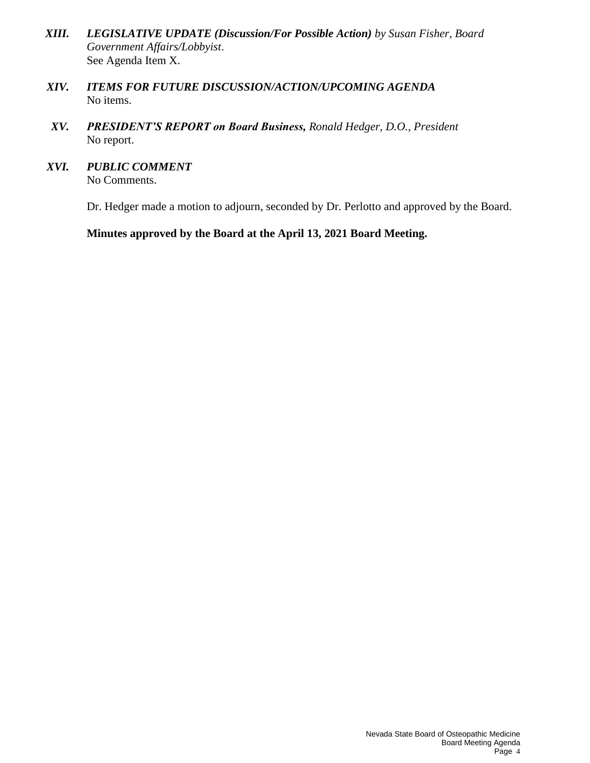**XIII.** ***LEGISLATIVE UPDATE (Discussion/For Possible Action)*** *by Susan Fisher, Board Government Affairs/Lobbyist*.
See Agenda Item X.

**XIV.** ***ITEMS FOR FUTURE DISCUSSION/ACTION/UPCOMING AGENDA***
No items.

**XV.** ***PRESIDENT'S REPORT on Board Business,*** *Ronald Hedger, D.O., President*
No report.

**XVI.** ***PUBLIC COMMENT***
No Comments.

Dr. Hedger made a motion to adjourn, seconded by Dr. Perlotto and approved by the Board.

**Minutes approved by the Board at the April 13, 2021 Board Meeting.**